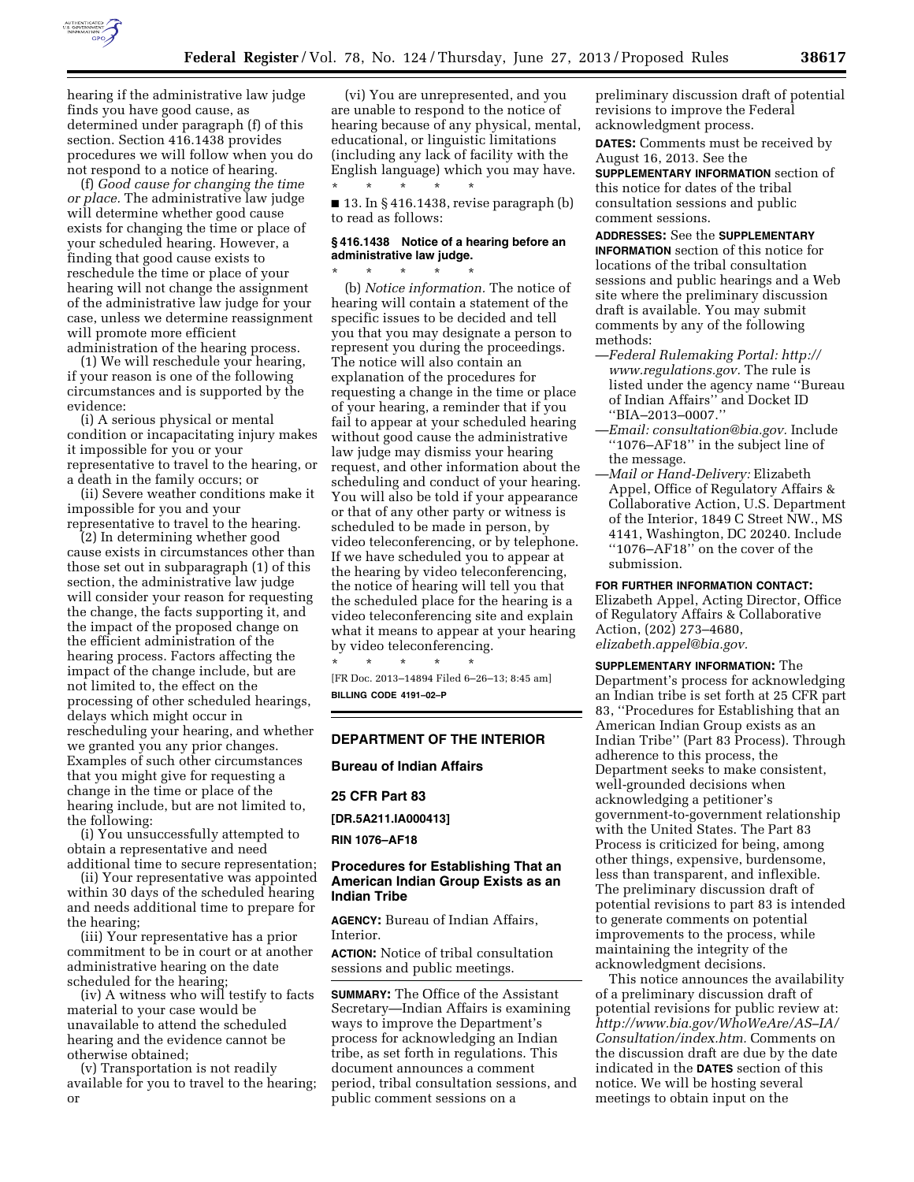hearing if the administrative law judge finds you have good cause, as determined under paragraph (f) of this section. Section 416.1438 provides procedures we will follow when you do not respond to a notice of hearing.

(f) *Good cause for changing the time or place.* The administrative law judge will determine whether good cause exists for changing the time or place of your scheduled hearing. However, a finding that good cause exists to reschedule the time or place of your hearing will not change the assignment of the administrative law judge for your case, unless we determine reassignment will promote more efficient administration of the hearing process.

(1) We will reschedule your hearing, if your reason is one of the following circumstances and is supported by the evidence:

(i) A serious physical or mental condition or incapacitating injury makes it impossible for you or your representative to travel to the hearing, or a death in the family occurs; or

(ii) Severe weather conditions make it impossible for you and your representative to travel to the hearing.

(2) In determining whether good cause exists in circumstances other than those set out in subparagraph (1) of this section, the administrative law judge will consider your reason for requesting the change, the facts supporting it, and the impact of the proposed change on the efficient administration of the hearing process. Factors affecting the impact of the change include, but are not limited to, the effect on the processing of other scheduled hearings, delays which might occur in rescheduling your hearing, and whether we granted you any prior changes. Examples of such other circumstances that you might give for requesting a change in the time or place of the hearing include, but are not limited to, the following:

(i) You unsuccessfully attempted to obtain a representative and need additional time to secure representation;

(ii) Your representative was appointed within 30 days of the scheduled hearing and needs additional time to prepare for the hearing;

(iii) Your representative has a prior commitment to be in court or at another administrative hearing on the date scheduled for the hearing;

(iv) A witness who will testify to facts material to your case would be unavailable to attend the scheduled hearing and the evidence cannot be otherwise obtained;

(v) Transportation is not readily available for you to travel to the hearing; or

(vi) You are unrepresented, and you are unable to respond to the notice of hearing because of any physical, mental, educational, or linguistic limitations (including any lack of facility with the English language) which you may have.

\* \* \* \* \*

■ 13. In § 416.1438, revise paragraph (b) to read as follows:

**§ 416.1438 Notice of a hearing before an administrative law judge.**

\* \* \* \* \*

(b) *Notice information.* The notice of hearing will contain a statement of the specific issues to be decided and tell you that you may designate a person to represent you during the proceedings. The notice will also contain an explanation of the procedures for requesting a change in the time or place of your hearing, a reminder that if you fail to appear at your scheduled hearing without good cause the administrative law judge may dismiss your hearing request, and other information about the scheduling and conduct of your hearing. You will also be told if your appearance or that of any other party or witness is scheduled to be made in person, by video teleconferencing, or by telephone. If we have scheduled you to appear at the hearing by video teleconferencing, the notice of hearing will tell you that the scheduled place for the hearing is a video teleconferencing site and explain what it means to appear at your hearing by video teleconferencing.

\* \* \* \* \*

[FR Doc. 2013–14894 Filed 6–26–13; 8:45 am]

**BILLING CODE 4191–02–P**

## DEPARTMENT OF THE INTERIOR

### Bureau of Indian Affairs

### 25 CFR Part 83

**[DR.5A211.IA000413]**

**RIN 1076–AF18**

## Procedures for Establishing That an American Indian Group Exists as an Indian Tribe

**AGENCY:** Bureau of Indian Affairs, Interior.

**ACTION:** Notice of tribal consultation sessions and public meetings.

**SUMMARY:** The Office of the Assistant Secretary—Indian Affairs is examining ways to improve the Department's process for acknowledging an Indian tribe, as set forth in regulations. This document announces a comment period, tribal consultation sessions, and public comment sessions on a preliminary discussion draft of potential revisions to improve the Federal acknowledgment process.

**DATES:** Comments must be received by August 16, 2013. See the **SUPPLEMENTARY INFORMATION** section of this notice for dates of the tribal consultation sessions and public comment sessions.

**ADDRESSES:** See the **SUPPLEMENTARY INFORMATION** section of this notice for locations of the tribal consultation sessions and public hearings and a Web site where the preliminary discussion draft is available. You may submit comments by any of the following methods:

—*Federal Rulemaking Portal: http://www.regulations.gov.* The rule is listed under the agency name ''Bureau of Indian Affairs'' and Docket ID ''BIA–2013–0007.''

—*Email: consultation@bia.gov.* Include ''1076–AF18'' in the subject line of the message.

—*Mail or Hand-Delivery:* Elizabeth Appel, Office of Regulatory Affairs & Collaborative Action, U.S. Department of the Interior, 1849 C Street NW., MS 4141, Washington, DC 20240. Include ''1076–AF18'' on the cover of the submission.

**FOR FURTHER INFORMATION CONTACT:** Elizabeth Appel, Acting Director, Office of Regulatory Affairs & Collaborative Action, (202) 273–4680, *elizabeth.appel@bia.gov.*

**SUPPLEMENTARY INFORMATION:** The Department's process for acknowledging an Indian tribe is set forth at 25 CFR part 83, ''Procedures for Establishing that an American Indian Group exists as an Indian Tribe'' (Part 83 Process). Through adherence to this process, the Department seeks to make consistent, well-grounded decisions when acknowledging a petitioner's government-to-government relationship with the United States. The Part 83 Process is criticized for being, among other things, expensive, burdensome, less than transparent, and inflexible. The preliminary discussion draft of potential revisions to part 83 is intended to generate comments on potential improvements to the process, while maintaining the integrity of the acknowledgment decisions.

This notice announces the availability of a preliminary discussion draft of potential revisions for public review at: *http://www.bia.gov/WhoWeAre/AS–IA/Consultation/index.htm.* Comments on the discussion draft are due by the date indicated in the **DATES** section of this notice. We will be hosting several meetings to obtain input on the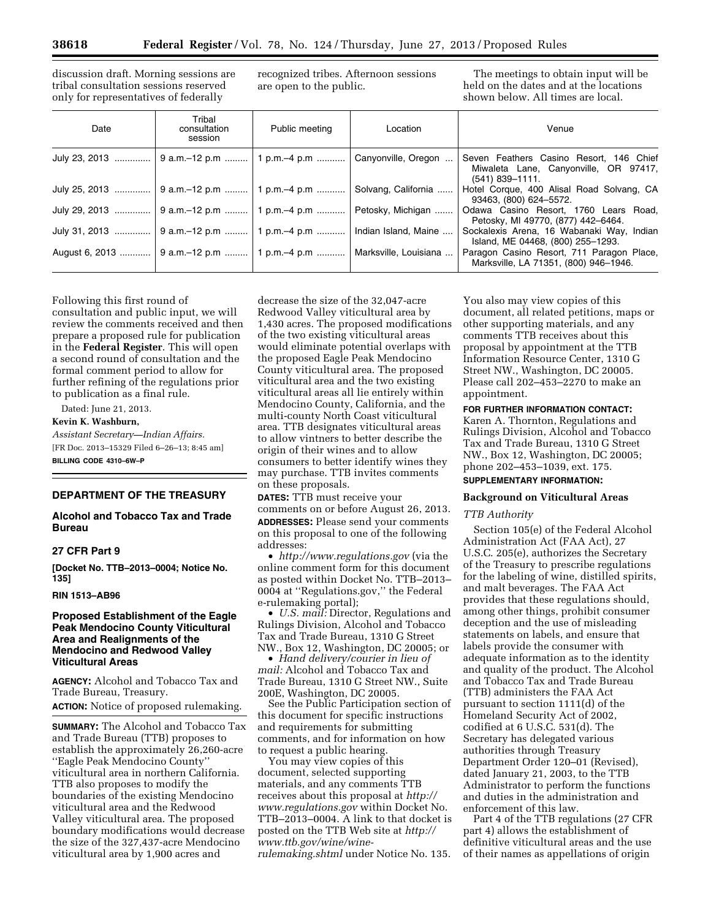discussion draft. Morning sessions are tribal consultation sessions reserved only for representatives of federally recognized tribes. Afternoon sessions are open to the public.

The meetings to obtain input will be held on the dates and at the locations shown below. All times are local.

| Date | Tribal consultation session | Public meeting | Location | Venue |
|---|---|---|---|---|
| July 23, 2013 | 9 a.m.–12 p.m | 1 p.m.–4 p.m | Canyonville, Oregon | Seven Feathers Casino Resort, 146 Chief Miwaleta Lane, Canyonville, OR 97417, (541) 839–1111. |
| July 25, 2013 | 9 a.m.–12 p.m | 1 p.m.–4 p.m | Solvang, California | Hotel Corque, 400 Alisal Road Solvang, CA 93463, (800) 624–5572. |
| July 29, 2013 | 9 a.m.–12 p.m | 1 p.m.–4 p.m | Petosky, Michigan | Odawa Casino Resort, 1760 Lears Road, Petosky, MI 49770, (877) 442–6464. |
| July 31, 2013 | 9 a.m.–12 p.m | 1 p.m.–4 p.m | Indian Island, Maine | Sockalexis Arena, 16 Wabanaki Way, Indian Island, ME 04468, (800) 255–1293. |
| August 6, 2013 | 9 a.m.–12 p.m | 1 p.m.–4 p.m | Marksville, Louisiana | Paragon Casino Resort, 711 Paragon Place, Marksville, LA 71351, (800) 946–1946. |

Following this first round of consultation and public input, we will review the comments received and then prepare a proposed rule for publication in the **Federal Register**. This will open a second round of consultation and the formal comment period to allow for further refining of the regulations prior to publication as a final rule.

Dated: June 21, 2013.

**Kevin K. Washburn,**

*Assistant Secretary—Indian Affairs.*

[FR Doc. 2013–15329 Filed 6–26–13; 8:45 am]

**BILLING CODE 4310–6W–P**

---

## DEPARTMENT OF THE TREASURY

### Alcohol and Tobacco Tax and Trade Bureau

### 27 CFR Part 9

**[Docket No. TTB–2013–0004; Notice No. 135]**

**RIN 1513–AB96**

### Proposed Establishment of the Eagle Peak Mendocino County Viticultural Area and Realignments of the Mendocino and Redwood Valley Viticultural Areas

**AGENCY:** Alcohol and Tobacco Tax and Trade Bureau, Treasury.

**ACTION:** Notice of proposed rulemaking.

**SUMMARY:** The Alcohol and Tobacco Tax and Trade Bureau (TTB) proposes to establish the approximately 26,260-acre ''Eagle Peak Mendocino County'' viticultural area in northern California. TTB also proposes to modify the boundaries of the existing Mendocino viticultural area and the Redwood Valley viticultural area. The proposed boundary modifications would decrease the size of the 327,437-acre Mendocino viticultural area by 1,900 acres and decrease the size of the 32,047-acre Redwood Valley viticultural area by 1,430 acres. The proposed modifications of the two existing viticultural areas would eliminate potential overlaps with the proposed Eagle Peak Mendocino County viticultural area. The proposed viticultural area and the two existing viticultural areas all lie entirely within Mendocino County, California, and the multi-county North Coast viticultural area. TTB designates viticultural areas to allow vintners to better describe the origin of their wines and to allow consumers to better identify wines they may purchase. TTB invites comments on these proposals.

**DATES:** TTB must receive your comments on or before August 26, 2013.

**ADDRESSES:** Please send your comments on this proposal to one of the following addresses:

- *http://www.regulations.gov* (via the online comment form for this document as posted within Docket No. TTB–2013–0004 at ''Regulations.gov,'' the Federal e-rulemaking portal);
- *U.S. mail:* Director, Regulations and Rulings Division, Alcohol and Tobacco Tax and Trade Bureau, 1310 G Street NW., Box 12, Washington, DC 20005; or
- *Hand delivery/courier in lieu of mail:* Alcohol and Tobacco Tax and Trade Bureau, 1310 G Street NW., Suite 200E, Washington, DC 20005.

See the Public Participation section of this document for specific instructions and requirements for submitting comments, and for information on how to request a public hearing.

You may view copies of this document, selected supporting materials, and any comments TTB receives about this proposal at *http://www.regulations.gov* within Docket No. TTB–2013–0004. A link to that docket is posted on the TTB Web site at *http://www.ttb.gov/wine/wine-rulemaking.shtml* under Notice No. 135. You also may view copies of this document, all related petitions, maps or other supporting materials, and any comments TTB receives about this proposal by appointment at the TTB Information Resource Center, 1310 G Street NW., Washington, DC 20005. Please call 202–453–2270 to make an appointment.

**FOR FURTHER INFORMATION CONTACT:** Karen A. Thornton, Regulations and Rulings Division, Alcohol and Tobacco Tax and Trade Bureau, 1310 G Street NW., Box 12, Washington, DC 20005; phone 202–453–1039, ext. 175.

**SUPPLEMENTARY INFORMATION:**

#### Background on Viticultural Areas

*TTB Authority*

Section 105(e) of the Federal Alcohol Administration Act (FAA Act), 27 U.S.C. 205(e), authorizes the Secretary of the Treasury to prescribe regulations for the labeling of wine, distilled spirits, and malt beverages. The FAA Act provides that these regulations should, among other things, prohibit consumer deception and the use of misleading statements on labels, and ensure that labels provide the consumer with adequate information as to the identity and quality of the product. The Alcohol and Tobacco Tax and Trade Bureau (TTB) administers the FAA Act pursuant to section 1111(d) of the Homeland Security Act of 2002, codified at 6 U.S.C. 531(d). The Secretary has delegated various authorities through Treasury Department Order 120–01 (Revised), dated January 21, 2003, to the TTB Administrator to perform the functions and duties in the administration and enforcement of this law.

Part 4 of the TTB regulations (27 CFR part 4) allows the establishment of definitive viticultural areas and the use of their names as appellations of origin